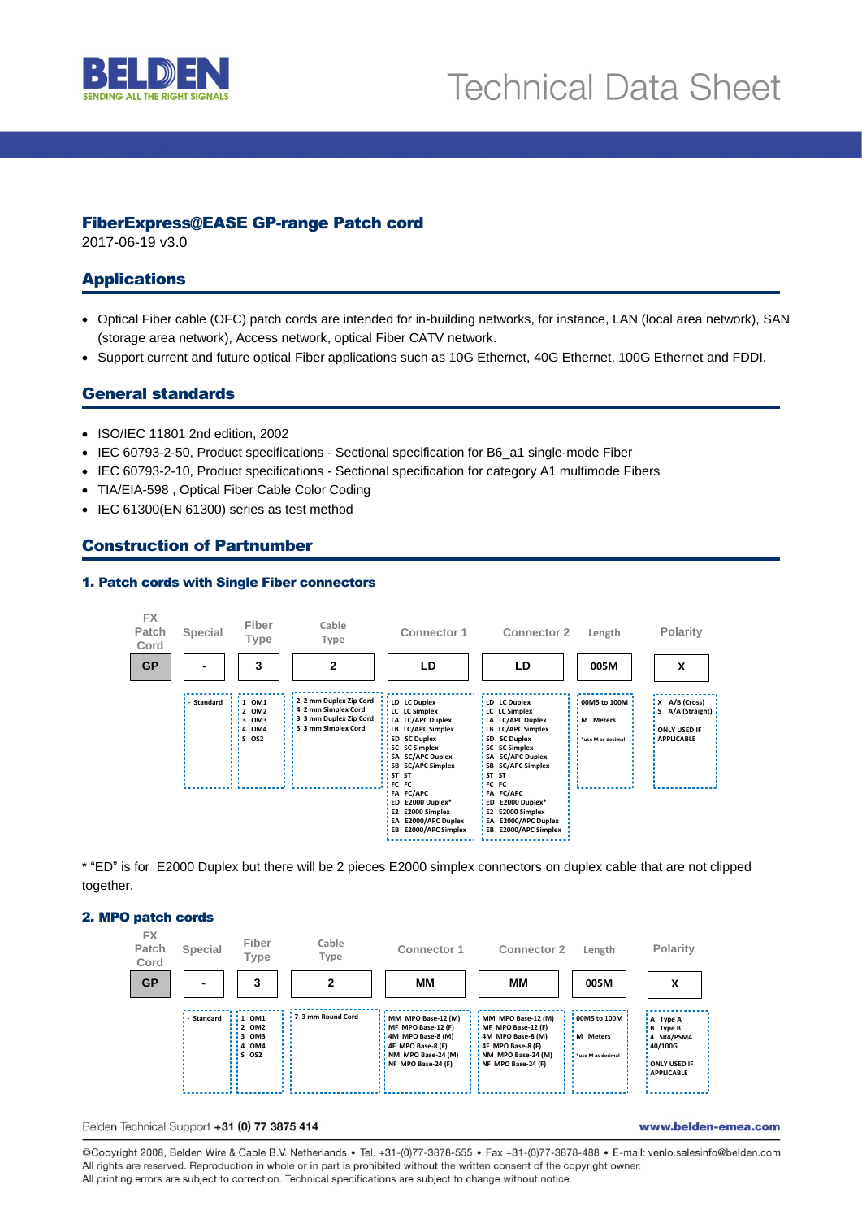# FiberExpress@EASE GP-range Patch cord

2017-06-19 v3.0

## Applications

- Optical Fiber cable (OFC) patch cords are intended for in-building networks, for instance, LAN (local area network), SAN (storage area network), Access network, optical Fiber CATV network.
- Support current and future optical Fiber applications such as 10G Ethernet, 40G Ethernet, 100G Ethernet and FDDI.

## General standards

- ISO/IEC 11801 2nd edition, 2002
- IEC 60793-2-50, Product specifications - Sectional specification for B6_a1 single-mode Fiber
- IEC 60793-2-10, Product specifications - Sectional specification for category A1 multimode Fibers
- TIA/EIA-598 , Optical Fiber Cable Color Coding
- IEC 61300(EN 61300) series as test method

## Construction of Partnumber

### 1. Patch cords with Single Fiber connectors

| FX Patch Cord | Special | Fiber Type | Cable Type | Connector 1 | Connector 2 | Length | Polarity |
|---|---|---|---|---|---|---|---|
| GP | - | 3 | 2 | LD | LD | 005M | X |
| | - Standard | 1 OM1<br>2 OM2<br>3 OM3<br>4 OM4<br>S OS2 | 2 2 mm Duplex Zip Cord<br>4 2 mm Simplex Cord<br>3 3 mm Duplex Zip Cord<br>5 3 mm Simplex Cord | LD LC Duplex<br>LC LC Simplex<br>LA LC/APC Duplex<br>LB LC/APC Simplex<br>SD SC Duplex<br>SC SC Simplex<br>SA SC/APC Duplex<br>SB SC/APC Simplex<br>ST ST<br>FC FC<br>FA FC/APC<br>ED E2000 Duplex*<br>E2 E2000 Simplex<br>EA E2000/APC Duplex<br>EB E2000/APC Simplex | LD LC Duplex<br>LC LC Simplex<br>LA LC/APC Duplex<br>LB LC/APC Simplex<br>SD SC Duplex<br>SC SC Simplex<br>SA SC/APC Duplex<br>SB SC/APC Simplex<br>ST ST<br>FC FC<br>FA FC/APC<br>ED E2000 Duplex*<br>E2 E2000 Simplex<br>EA E2000/APC Duplex<br>EB E2000/APC Simplex | 00M5 to 100M<br>M Meters<br>*use M as decimal | X A/B (Cross)<br>S A/A (Straight)<br>ONLY USED IF APPLICABLE |

* "ED" is for E2000 Duplex but there will be 2 pieces E2000 simplex connectors on duplex cable that are not clipped together.

### 2. MPO patch cords

| FX Patch Cord | Special | Fiber Type | Cable Type | Connector 1 | Connector 2 | Length | Polarity |
|---|---|---|---|---|---|---|---|
| GP | - | 3 | 2 | MM | MM | 005M | X |
| | - Standard | 1 OM1<br>2 OM2<br>3 OM3<br>4 OM4<br>S OS2 | 7 3 mm Round Cord | MM MPO Base-12 (M)<br>MF MPO Base-12 (F)<br>4M MPO Base-8 (M)<br>4F MPO Base-8 (F)<br>NM MPO Base-24 (M)<br>NF MPO Base-24 (F) | MM MPO Base-12 (M)<br>MF MPO Base-12 (F)<br>4M MPO Base-8 (M)<br>4F MPO Base-8 (F)<br>NM MPO Base-24 (M)<br>NF MPO Base-24 (F) | 00M5 to 100M<br>M Meters<br>*use M as decimal | A Type A<br>B Type B<br>4 SR4/PSM4 40/100G<br>ONLY USED IF APPLICABLE |

Belden Technical Support **+31 (0) 77 3875 414** **www.belden-emea.com**

©Copyright 2008, Belden Wire & Cable B.V. Netherlands • Tel. +31-(0)77-3878-555 • Fax +31-(0)77-3878-488 • E-mail: venlo.salesinfo@belden.com
All rights are reserved. Reproduction in whole or in part is prohibited without the written consent of the copyright owner.
All printing errors are subject to correction. Technical specifications are subject to change without notice.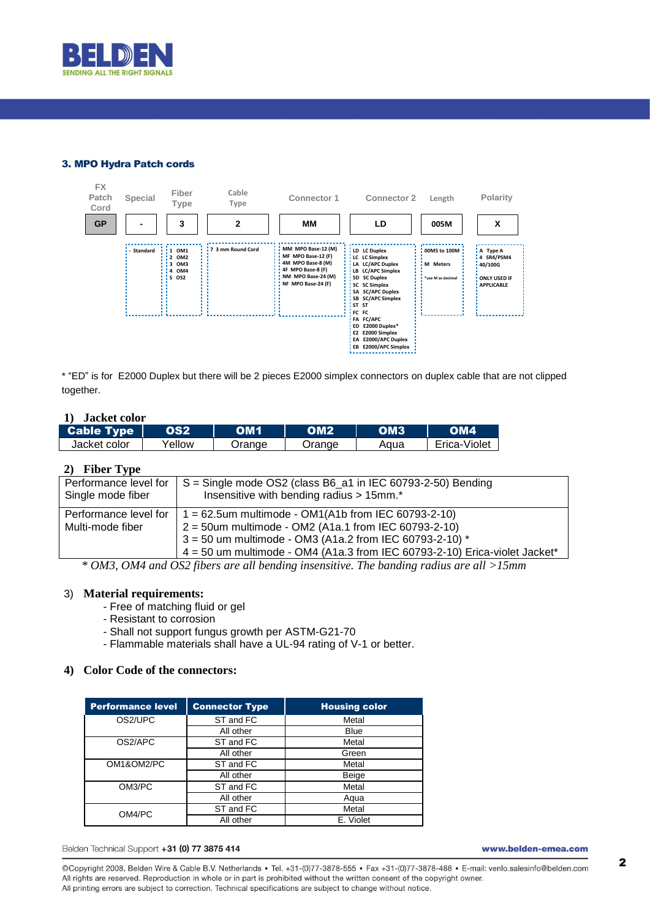### 3. MPO Hydra Patch cords

| FX Patch Cord | Special | Fiber Type | Cable Type | Connector 1 | Connector 2 | Length | Polarity |
|---|---|---|---|---|---|---|---|
| GP | - | 3 | 2 | MM | LD | 005M | X |
| | - Standard | 1 OM1<br>2 OM2<br>3 OM3<br>4 OM4<br>S OS2 | 7 3 mm Round Cord | MM MPO Base-12 (M)<br>MF MPO Base-12 (F)<br>4M MPO Base-8 (M)<br>4F MPO Base-8 (F)<br>NM MPO Base-24 (M)<br>NF MPO Base-24 (F) | LD LC Duplex<br>LC LC Simplex<br>LA LC/APC Duplex<br>LB LC/APC Simplex<br>SD SC Duplex<br>SC SC Simplex<br>SA SC/APC Duplex<br>SB SC/APC Simplex<br>ST ST<br>FC FC<br>FA FC/APC<br>ED E2000 Duplex*<br>E2 E2000 Simplex<br>EA E2000/APC Duplex<br>EB E2000/APC Simplex | 00M5 to 100M<br>M Meters<br>*use M as decimal | A Type A<br>4 SR4/PSM4 40/100G<br>ONLY USED IF APPLICABLE |

* "ED" is for E2000 Duplex but there will be 2 pieces E2000 simplex connectors on duplex cable that are not clipped together.

#### 1) Jacket color

| Cable Type | OS2 | OM1 | OM2 | OM3 | OM4 |
|---|---|---|---|---|---|
| Jacket color | Yellow | Orange | Orange | Aqua | Erica-Violet |

#### 2) Fiber Type

| | |
|---|---|
| Performance level for Single mode fiber | S = Single mode OS2 (class B6_a1 in IEC 60793-2-50) Bending Insensitive with bending radius > 15mm.* |
| Performance level for Multi-mode fiber | 1 = 62.5um multimode - OM1(A1b from IEC 60793-2-10)<br>2 = 50um multimode - OM2 (A1a.1 from IEC 60793-2-10)<br>3 = 50 um multimode - OM3 (A1a.2 from IEC 60793-2-10) *<br>4 = 50 um multimode - OM4 (A1a.3 from IEC 60793-2-10) Erica-violet Jacket* |

*\* OM3, OM4 and OS2 fibers are all bending insensitive. The banding radius are all >15mm*

#### 3) Material requirements:

- Free of matching fluid or gel
- Resistant to corrosion
- Shall not support fungus growth per ASTM-G21-70
- Flammable materials shall have a UL-94 rating of V-1 or better.

#### 4) Color Code of the connectors:

| Performance level | Connector Type | Housing color |
|---|---|---|
| OS2/UPC | ST and FC | Metal |
| | All other | Blue |
| OS2/APC | ST and FC | Metal |
| | All other | Green |
| OM1&OM2/PC | ST and FC | Metal |
| | All other | Beige |
| OM3/PC | ST and FC | Metal |
| | All other | Aqua |
| OM4/PC | ST and FC | Metal |
| | All other | E. Violet |

Belden Technical Support **+31 (0) 77 3875 414** **www.belden-emea.com**

©Copyright 2008, Belden Wire & Cable B.V. Netherlands • Tel. +31-(0)77-3878-555 • Fax +31-(0)77-3878-488 • E-mail: venlo.salesinfo@belden.com
All rights are reserved. Reproduction in whole or in part is prohibited without the written consent of the copyright owner.
All printing errors are subject to correction. Technical specifications are subject to change without notice.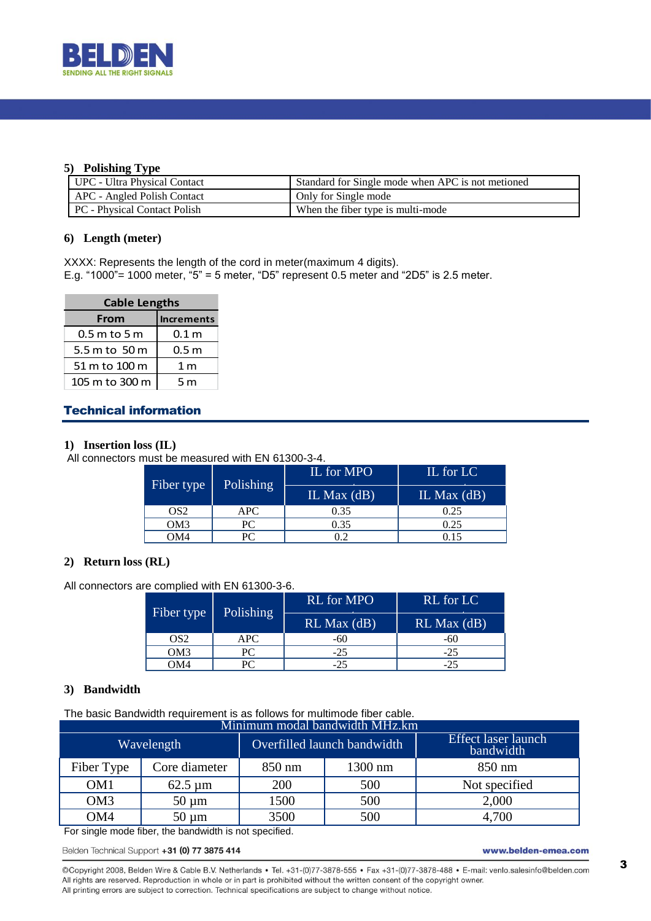### 5) Polishing Type

| UPC - Ultra Physical Contact | Standard for Single mode when APC is not metioned |
|---|---|
| APC - Angled Polish Contact | Only for Single mode |
| PC - Physical Contact Polish | When the fiber type is multi-mode |

### 6) Length (meter)

XXXX: Represents the length of the cord in meter(maximum 4 digits).
E.g. “1000”= 1000 meter, “5” = 5 meter, “D5” represent 0.5 meter and “2D5” is 2.5 meter.

| Cable Lengths | |
|---|---|
| **From** | **Increments** |
| 0.5 m to 5 m | 0.1 m |
| 5.5 m to 50 m | 0.5 m |
| 51 m to 100 m | 1 m |
| 105 m to 300 m | 5 m |

## Technical information

### 1) Insertion loss (IL)

All connectors must be measured with EN 61300-3-4.

| Fiber type | Polishing | IL for MPO | IL for LC |
|---|---|---|---|
| | | IL Max (dB) | IL Max (dB) |
| OS2 | APC | 0.35 | 0.25 |
| OM3 | PC | 0.35 | 0.25 |
| OM4 | PC | 0.2 | 0.15 |

### 2) Return loss (RL)

All connectors are complied with EN 61300-3-6.

| Fiber type | Polishing | RL for MPO | RL for LC |
|---|---|---|---|
| | | RL Max (dB) | RL Max (dB) |
| OS2 | APC | -60 | -60 |
| OM3 | PC | -25 | -25 |
| OM4 | PC | -25 | -25 |

### 3) Bandwidth

The basic Bandwidth requirement is as follows for multimode fiber cable.

| Minimum modal bandwidth MHz.km | | | | |
|---|---|---|---|---|
| Wavelength | | Overfilled launch bandwidth | | Effect laser launch bandwidth |
| Fiber Type | Core diameter | 850 nm | 1300 nm | 850 nm |
| OM1 | 62.5 µm | 200 | 500 | Not specified |
| OM3 | 50 µm | 1500 | 500 | 2,000 |
| OM4 | 50 µm | 3500 | 500 | 4,700 |

For single mode fiber, the bandwidth is not specified.

Belden Technical Support **+31 (0) 77 3875 414** **www.belden-emea.com**

©Copyright 2008, Belden Wire & Cable B.V. Netherlands • Tel. +31-(0)77-3878-555 • Fax +31-(0)77-3878-488 • E-mail: venlo.salesinfo@belden.com
All rights are reserved. Reproduction in whole or in part is prohibited without the written consent of the copyright owner.
All printing errors are subject to correction. Technical specifications are subject to change without notice.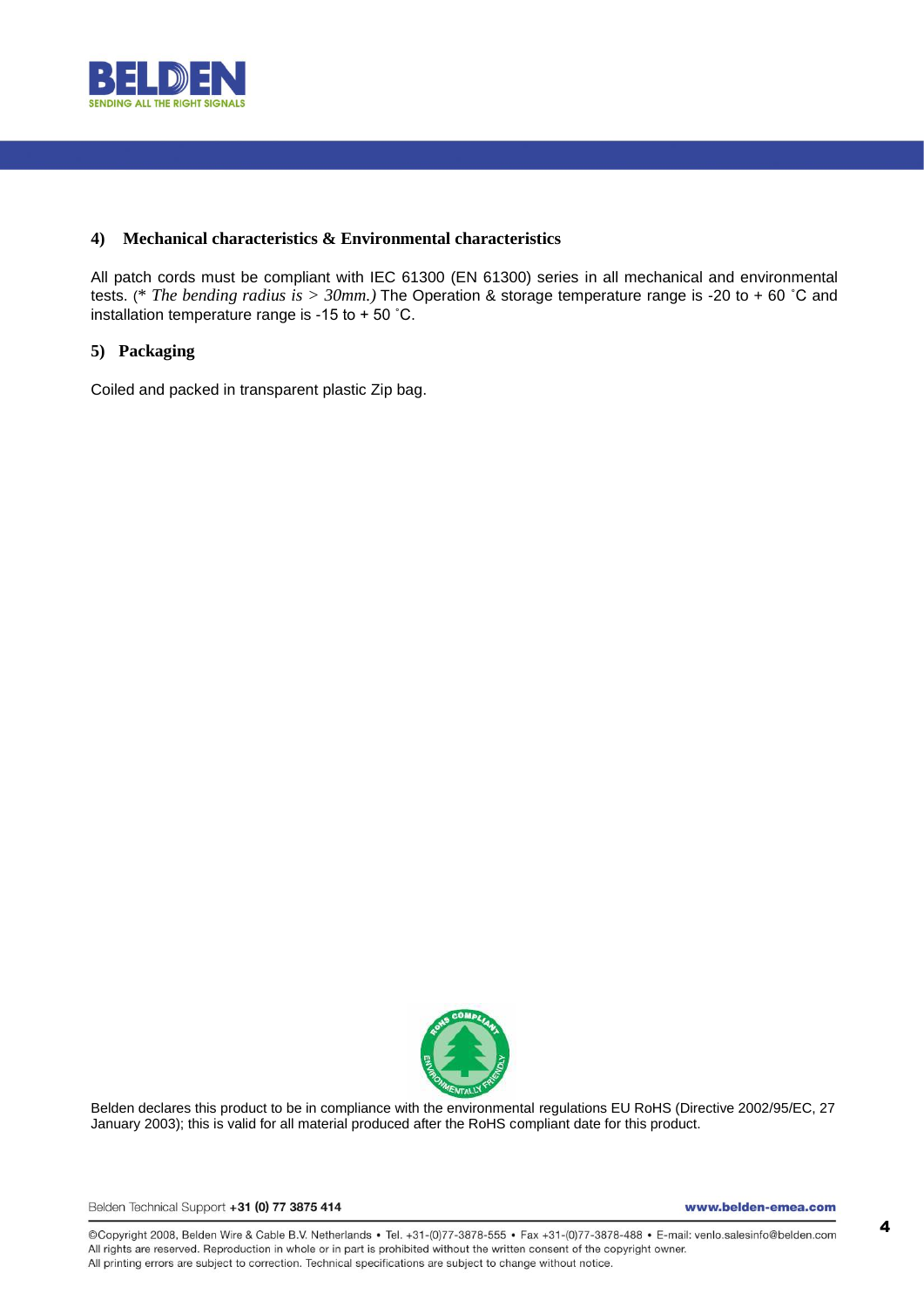## 4) Mechanical characteristics & Environmental characteristics

All patch cords must be compliant with IEC 61300 (EN 61300) series in all mechanical and environmental tests. *(\* The bending radius is > 30mm.)* The Operation & storage temperature range is -20 to + 60 ˚C and installation temperature range is -15 to + 50 ˚C.

## 5) Packaging

Coiled and packed in transparent plastic Zip bag.

Belden declares this product to be in compliance with the environmental regulations EU RoHS (Directive 2002/95/EC, 27 January 2003); this is valid for all material produced after the RoHS compliant date for this product.